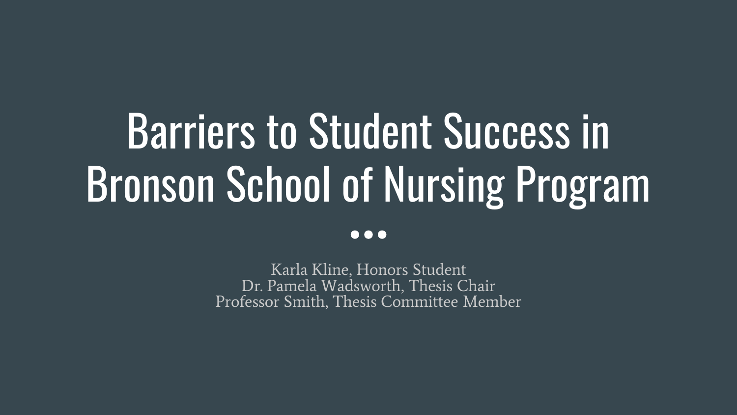# Barriers to Student Success in Bronson School of Nursing Program

Karla Kline, Honors Student
Dr. Pamela Wadsworth, Thesis Chair
Professor Smith, Thesis Committee Member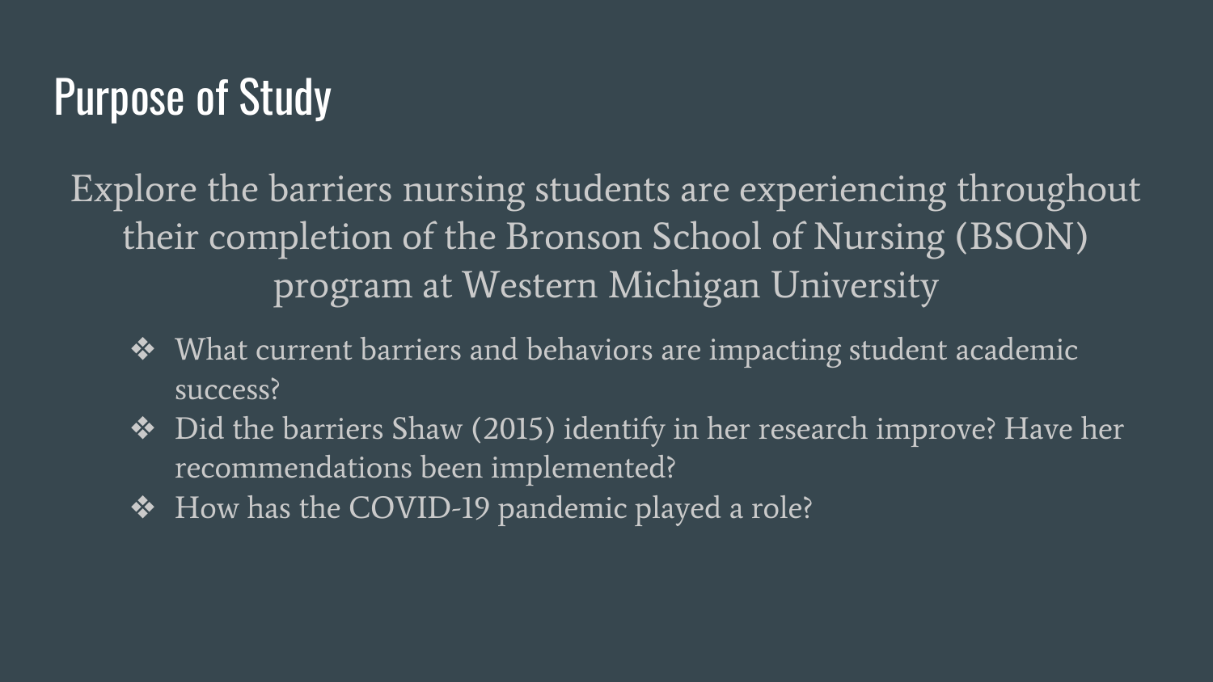# Purpose of Study

Explore the barriers nursing students are experiencing throughout their completion of the Bronson School of Nursing (BSON) program at Western Michigan University

- What current barriers and behaviors are impacting student academic success?
- Did the barriers Shaw (2015) identify in her research improve? Have her recommendations been implemented?
- How has the COVID-19 pandemic played a role?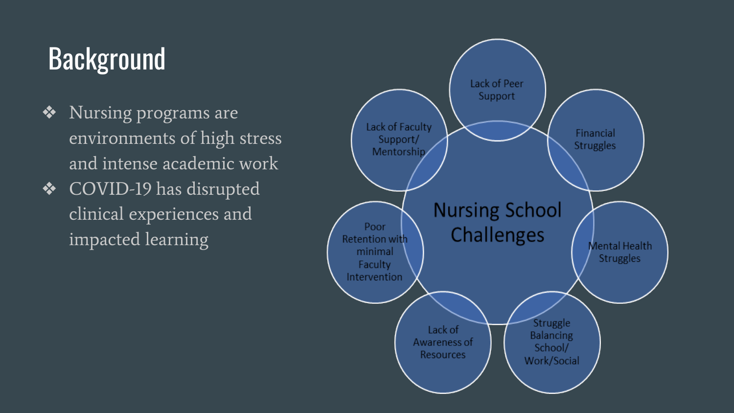# Background

- Nursing programs are environments of high stress and intense academic work
- COVID-19 has disrupted clinical experiences and impacted learning

**Nursing School Challenges**

- Lack of Peer Support
- Financial Struggles
- Mental Health Struggles
- Struggle Balancing School/ Work/Social
- Lack of Awareness of Resources
- Poor Retention with minimal Faculty Intervention
- Lack of Faculty Support/ Mentorship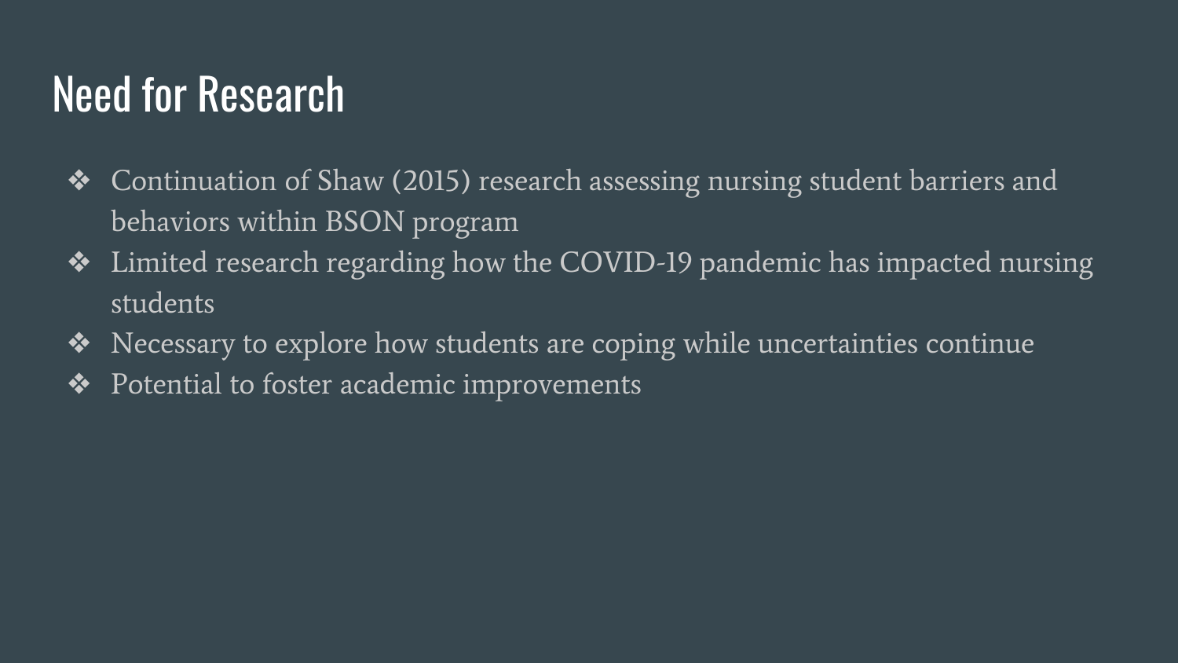# Need for Research

- Continuation of Shaw (2015) research assessing nursing student barriers and behaviors within BSON program
- Limited research regarding how the COVID-19 pandemic has impacted nursing students
- Necessary to explore how students are coping while uncertainties continue
- Potential to foster academic improvements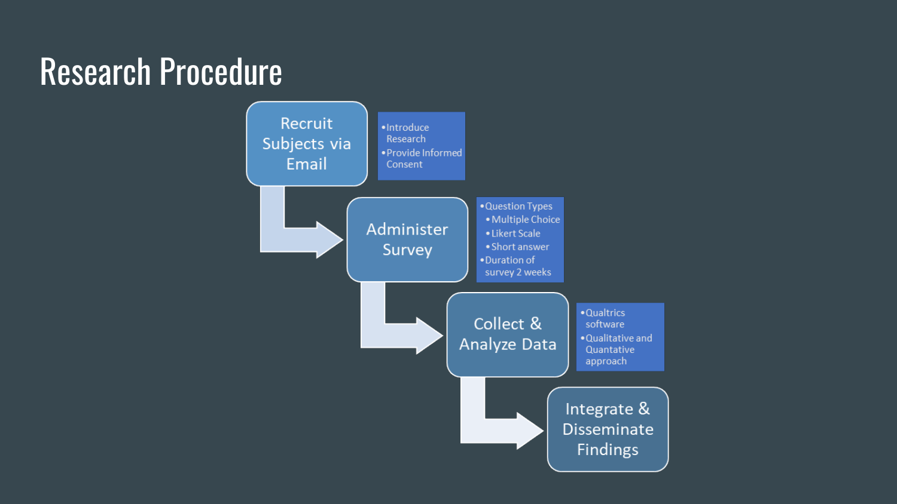# Research Procedure

1. **Recruit Subjects via Email**
   - Introduce Research
   - Provide Informed Consent

2. **Administer Survey**
   - Question Types
     - Multiple Choice
     - Likert Scale
     - Short answer
   - Duration of survey 2 weeks

3. **Collect & Analyze Data**
   - Qualtrics software
   - Qualitative and Quantative approach

4. **Integrate & Disseminate Findings**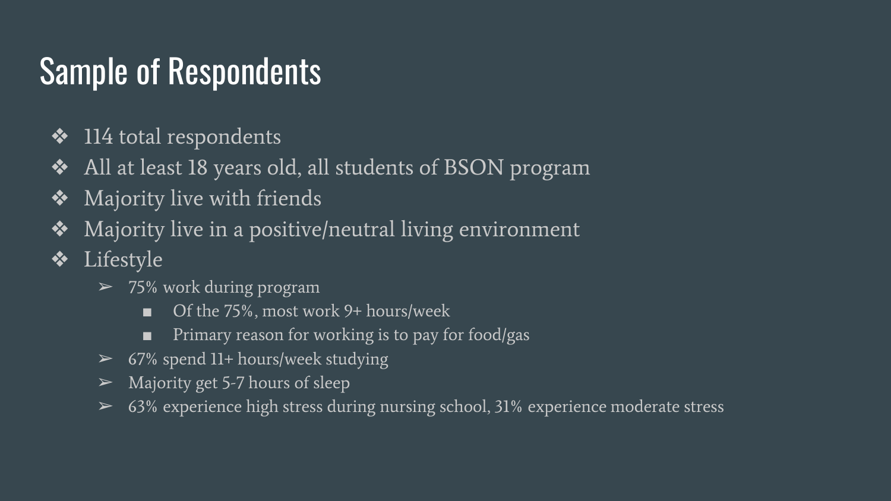# Sample of Respondents

- 114 total respondents
- All at least 18 years old, all students of BSON program
- Majority live with friends
- Majority live in a positive/neutral living environment
- Lifestyle
  - 75% work during program
    - Of the 75%, most work 9+ hours/week
    - Primary reason for working is to pay for food/gas
  - 67% spend 11+ hours/week studying
  - Majority get 5-7 hours of sleep
  - 63% experience high stress during nursing school, 31% experience moderate stress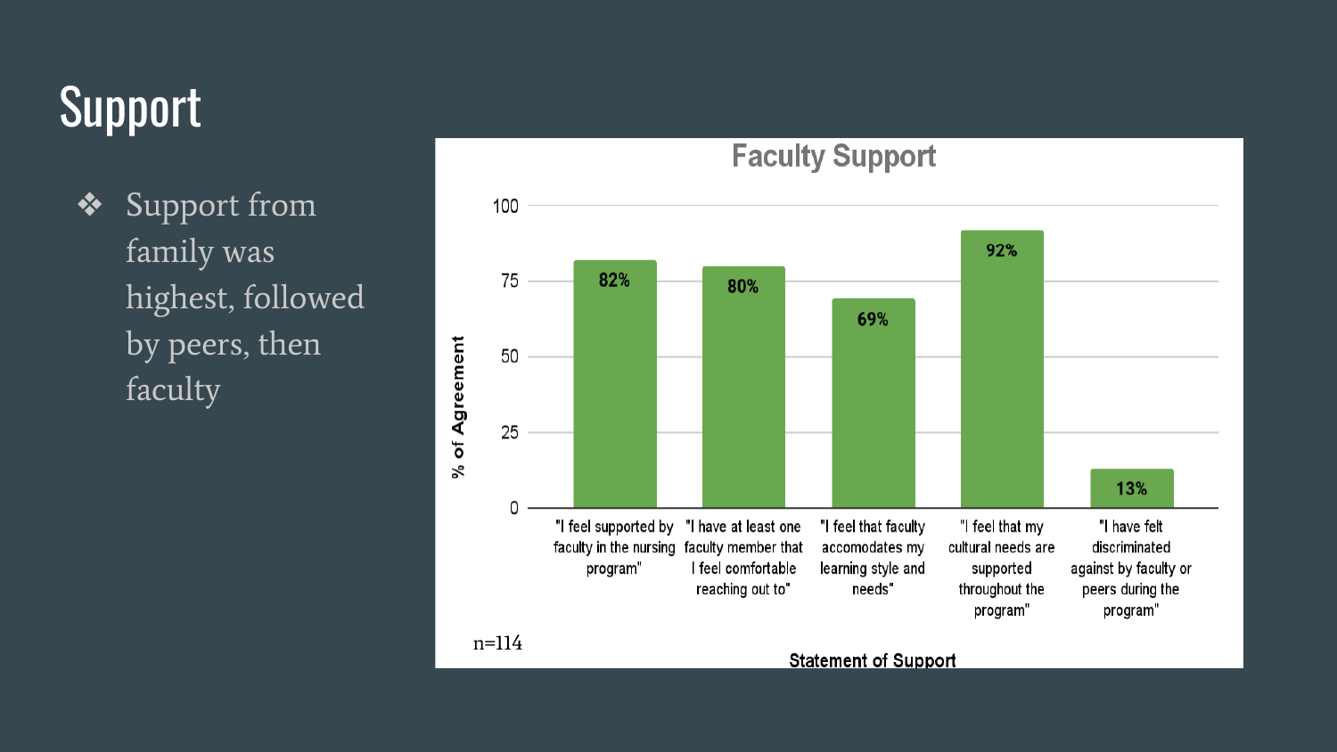# Support

- Support from family was highest, followed by peers, then faculty

**Faculty Support**

| Statement of Support | % of Agreement |
| --- | --- |
| "I feel supported by faculty in the nursing program" | 82% |
| "I have at least one faculty member that I feel comfortable reaching out to" | 80% |
| "I feel that faculty accomodates my learning style and needs" | 69% |
| "I feel that my cultural needs are supported throughout the program" | 92% |
| "I have felt discriminated against by faculty or peers during the program" | 13% |

n=114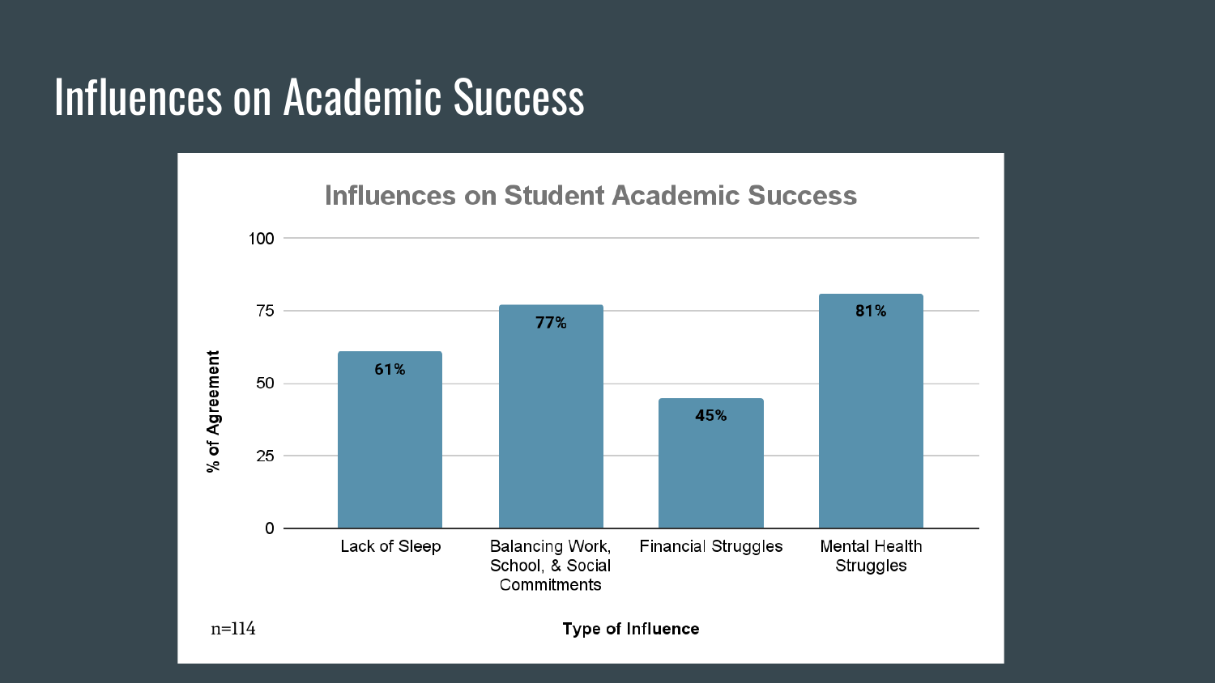# Influences on Academic Success

## Influences on Student Academic Success

| Type of Influence | % of Agreement |
| --- | --- |
| Lack of Sleep | 61% |
| Balancing Work, School, & Social Commitments | 77% |
| Financial Struggles | 45% |
| Mental Health Struggles | 81% |

n=114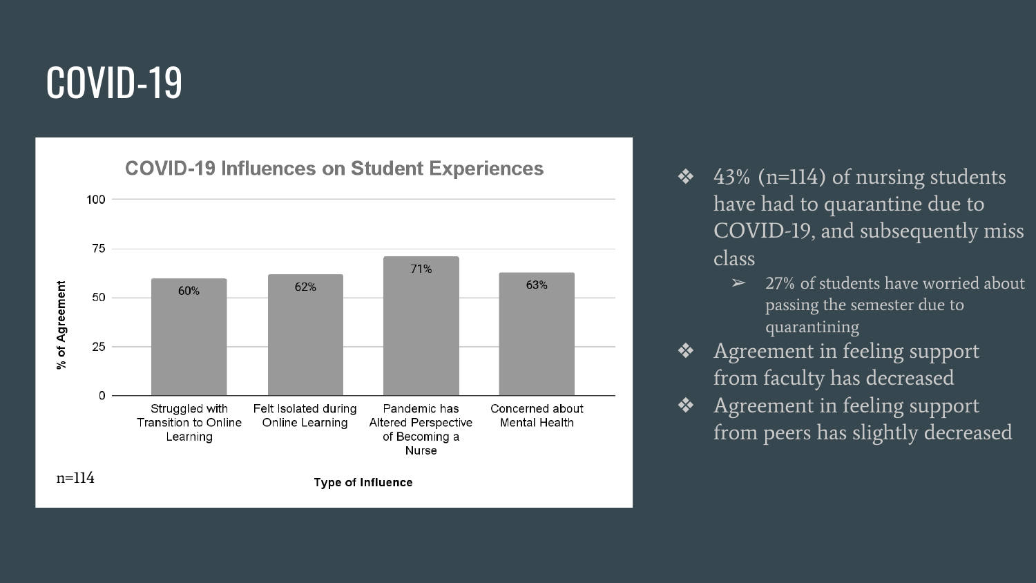# COVID-19

**COVID-19 Influences on Student Experiences**

| Type of Influence | % of Agreement |
| --- | --- |
| Struggled with Transition to Online Learning | 60% |
| Felt Isolated during Online Learning | 62% |
| Pandemic has Altered Perspective of Becoming a Nurse | 71% |
| Concerned about Mental Health | 63% |

n=114

- 43% (n=114) of nursing students have had to quarantine due to COVID-19, and subsequently miss class
  - 27% of students have worried about passing the semester due to quarantining
- Agreement in feeling support from faculty has decreased
- Agreement in feeling support from peers has slightly decreased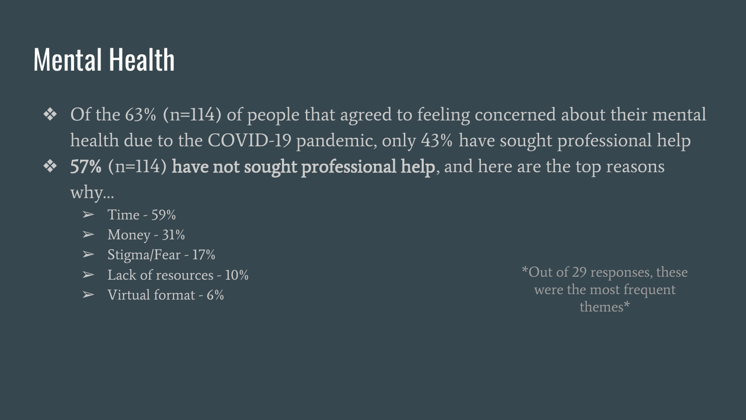# Mental Health

- Of the 63% (n=114) of people that agreed to feeling concerned about their mental health due to the COVID-19 pandemic, only 43% have sought professional help
- **57%** (n=114) **have not sought professional help**, and here are the top reasons why...
  - Time - 59%
  - Money - 31%
  - Stigma/Fear - 17%
  - Lack of resources - 10%
  - Virtual format - 6%

*Out of 29 responses, these were the most frequent themes*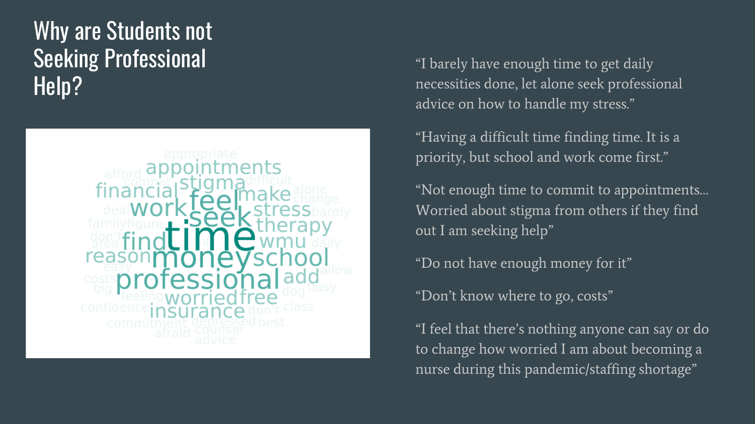# Why are Students not Seeking Professional Help?

"I barely have enough time to get daily necessities done, let alone seek professional advice on how to handle my stress."

"Having a difficult time finding time. It is a priority, but school and work come first."

"Not enough time to commit to appointments... Worried about stigma from others if they find out I am seeking help"

"Do not have enough money for it"

"Don't know where to go, costs"

"I feel that there's nothing anyone can say or do to change how worried I am about becoming a nurse during this pandemic/staffing shortage"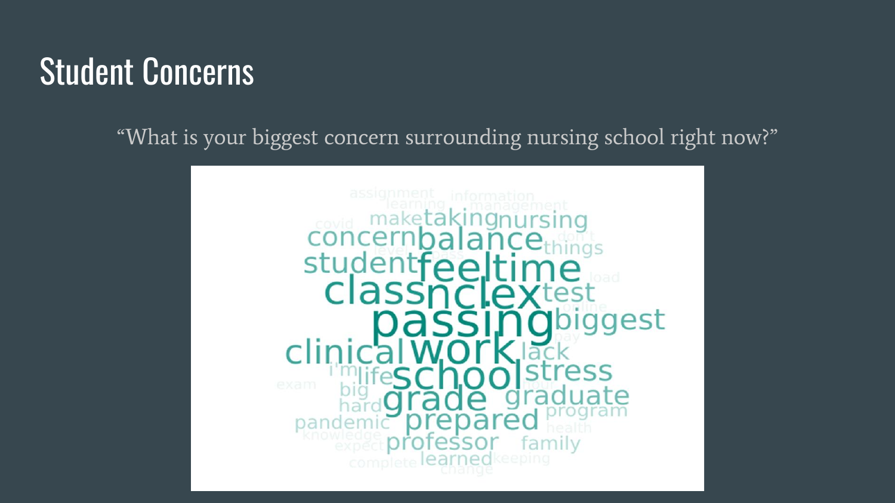# Student Concerns

"What is your biggest concern surrounding nursing school right now?"

assignment information learning management covid make taking nursing concern balance things don't level pass student feel time load class nclex test online passing biggest pay clinical work lack i'm life school stress exam big hour hard grade graduate program pandemic prepared health knowledge expect professor family complete learned keeping change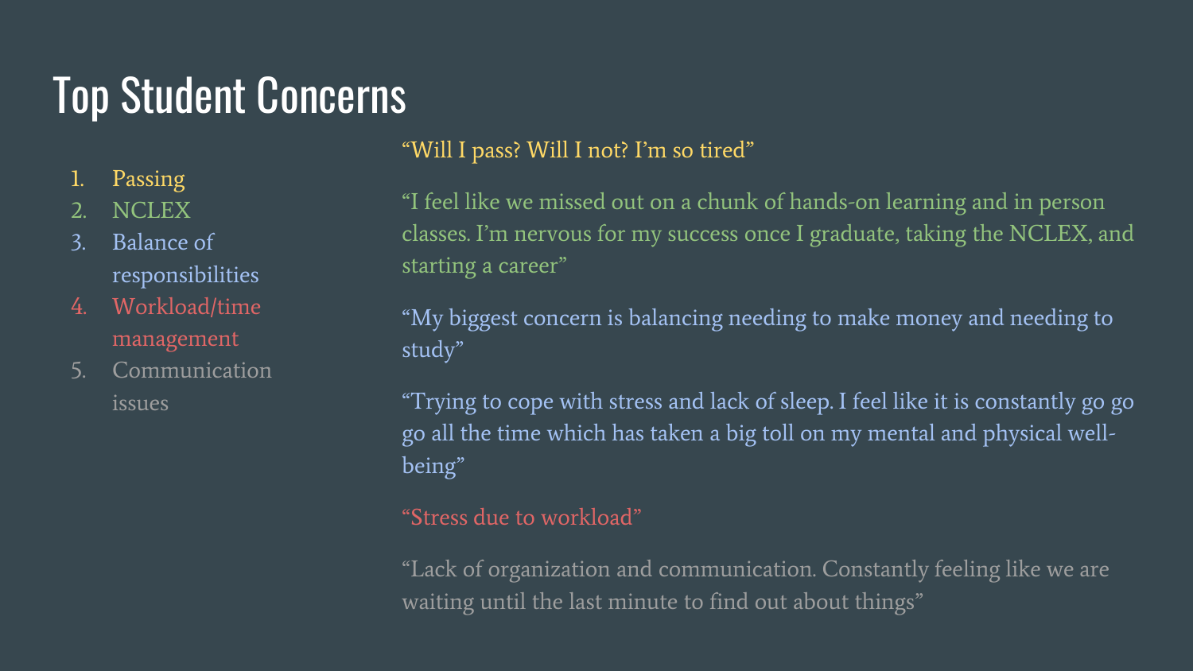# Top Student Concerns

1. Passing
2. NCLEX
3. Balance of responsibilities
4. Workload/time management
5. Communication issues

"Will I pass? Will I not? I'm so tired"

"I feel like we missed out on a chunk of hands-on learning and in person classes. I'm nervous for my success once I graduate, taking the NCLEX, and starting a career"

"My biggest concern is balancing needing to make money and needing to study"

"Trying to cope with stress and lack of sleep. I feel like it is constantly go go go all the time which has taken a big toll on my mental and physical well-being"

"Stress due to workload"

"Lack of organization and communication. Constantly feeling like we are waiting until the last minute to find out about things"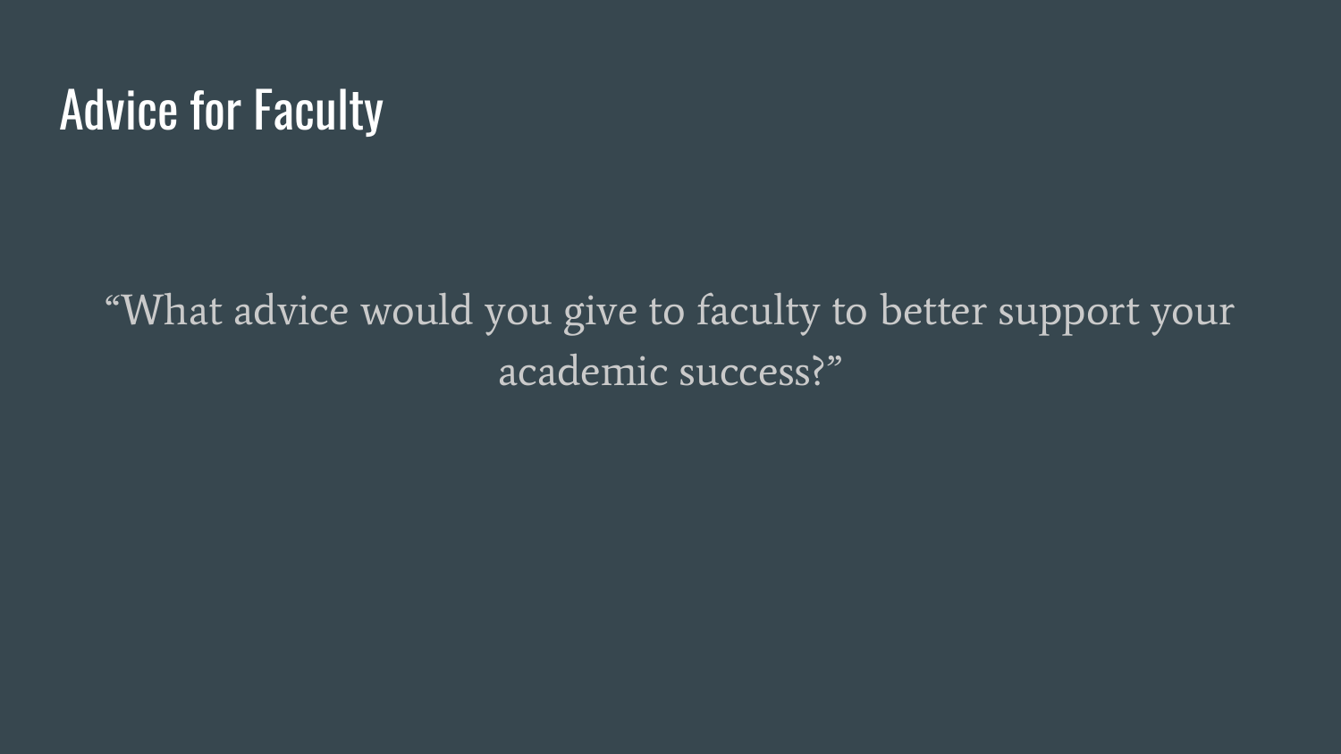# Advice for Faculty

"What advice would you give to faculty to better support your academic success?"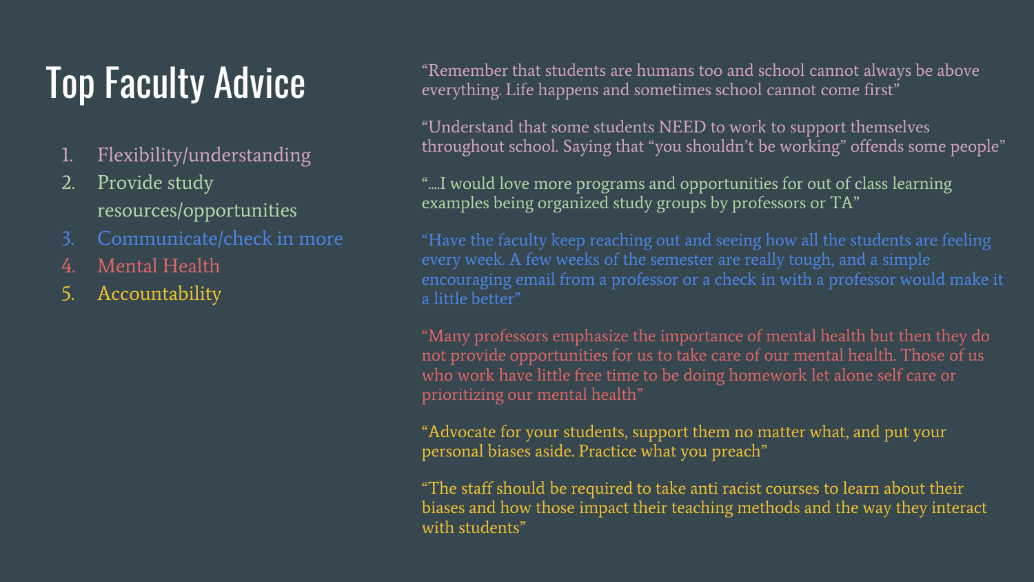# Top Faculty Advice

1. Flexibility/understanding
2. Provide study resources/opportunities
3. Communicate/check in more
4. Mental Health
5. Accountability

"Remember that students are humans too and school cannot always be above everything. Life happens and sometimes school cannot come first"

"Understand that some students NEED to work to support themselves throughout school. Saying that "you shouldn't be working" offends some people"

"....I would love more programs and opportunities for out of class learning examples being organized study groups by professors or TA"

"Have the faculty keep reaching out and seeing how all the students are feeling every week. A few weeks of the semester are really tough, and a simple encouraging email from a professor or a check in with a professor would make it a little better"

"Many professors emphasize the importance of mental health but then they do not provide opportunities for us to take care of our mental health. Those of us who work have little free time to be doing homework let alone self care or prioritizing our mental health"

"Advocate for your students, support them no matter what, and put your personal biases aside. Practice what you preach"

"The staff should be required to take anti racist courses to learn about their biases and how those impact their teaching methods and the way they interact with students"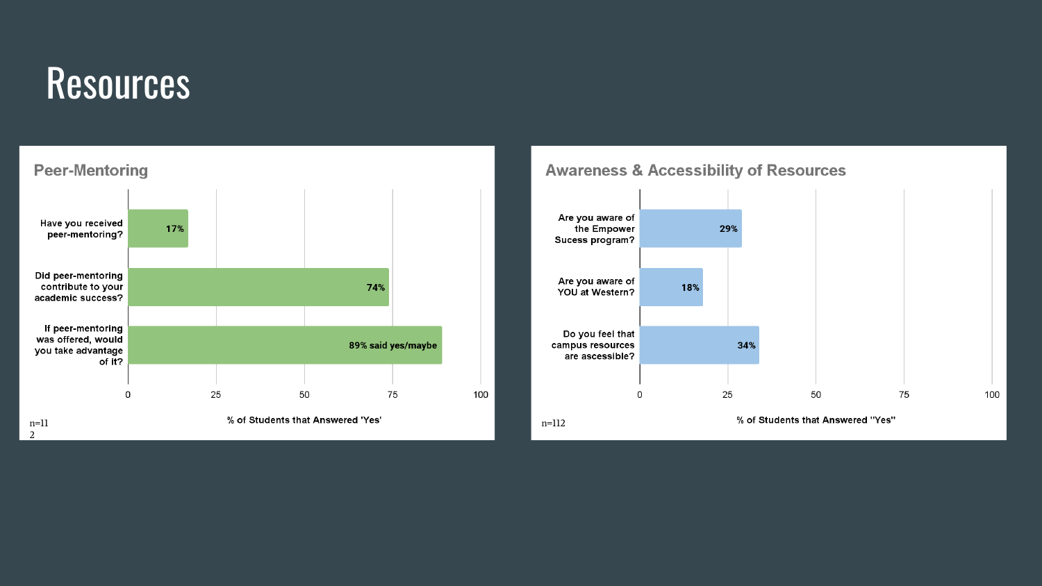# Resources

## Peer-Mentoring

| Question | % of Students that Answered 'Yes' |
| --- | --- |
| Have you received peer-mentoring? | 17% |
| Did peer-mentoring contribute to your academic success? | 74% |
| If peer-mentoring was offered, would you take advantage of it? | 89% said yes/maybe |

n=112

## Awareness & Accessibility of Resources

| Question | % of Students that Answered "Yes" |
| --- | --- |
| Are you aware of the Empower Sucess program? | 29% |
| Are you aware of YOU at Western? | 18% |
| Do you feel that campus resources are accessible? | 34% |

n=112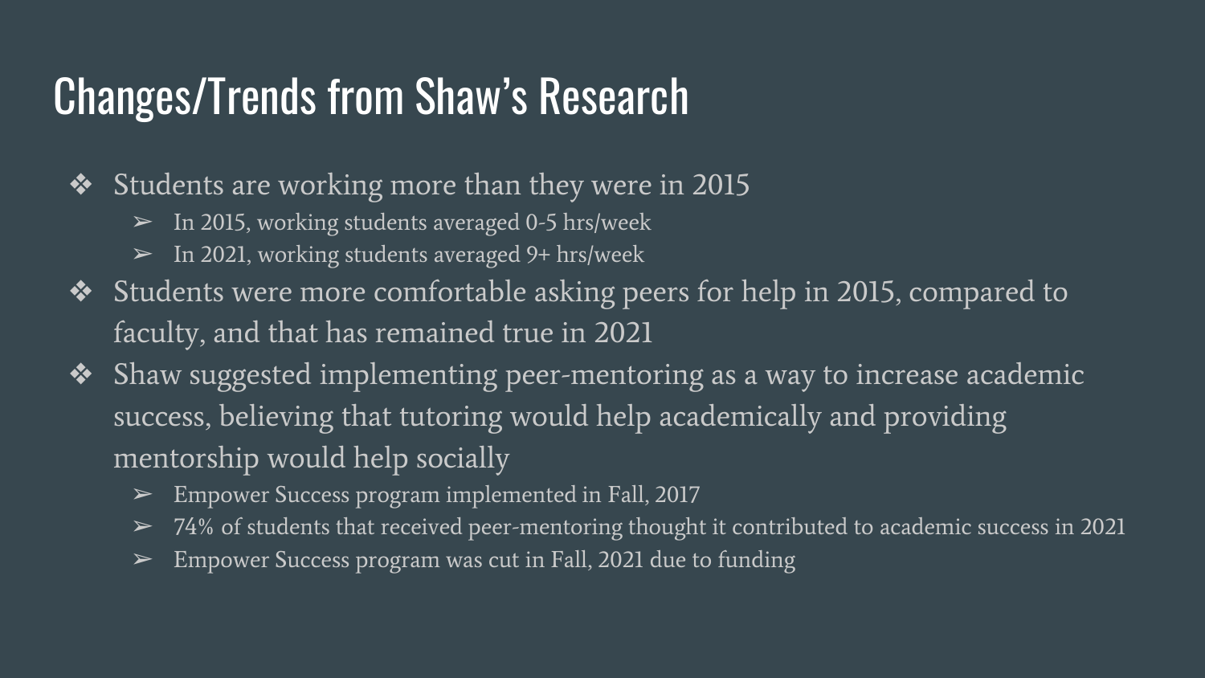# Changes/Trends from Shaw's Research

- Students are working more than they were in 2015
  - In 2015, working students averaged 0-5 hrs/week
  - In 2021, working students averaged 9+ hrs/week
- Students were more comfortable asking peers for help in 2015, compared to faculty, and that has remained true in 2021
- Shaw suggested implementing peer-mentoring as a way to increase academic success, believing that tutoring would help academically and providing mentorship would help socially
  - Empower Success program implemented in Fall, 2017
  - 74% of students that received peer-mentoring thought it contributed to academic success in 2021
  - Empower Success program was cut in Fall, 2021 due to funding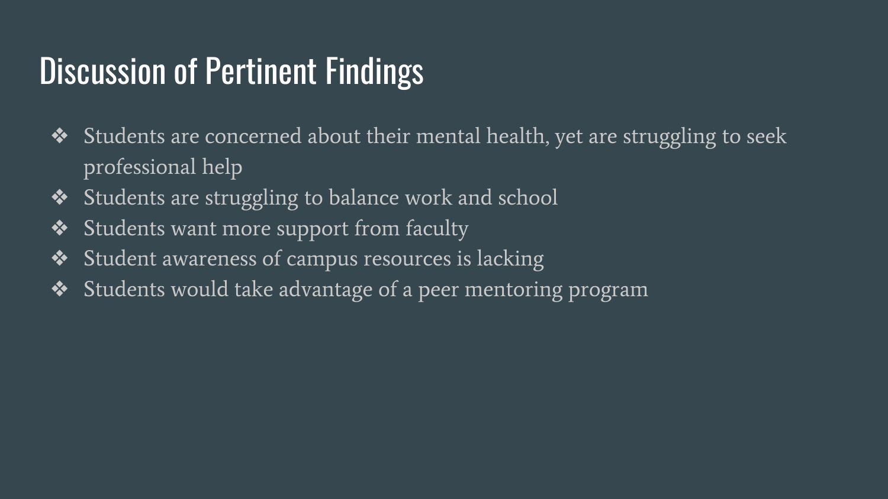# Discussion of Pertinent Findings

- Students are concerned about their mental health, yet are struggling to seek professional help
- Students are struggling to balance work and school
- Students want more support from faculty
- Student awareness of campus resources is lacking
- Students would take advantage of a peer mentoring program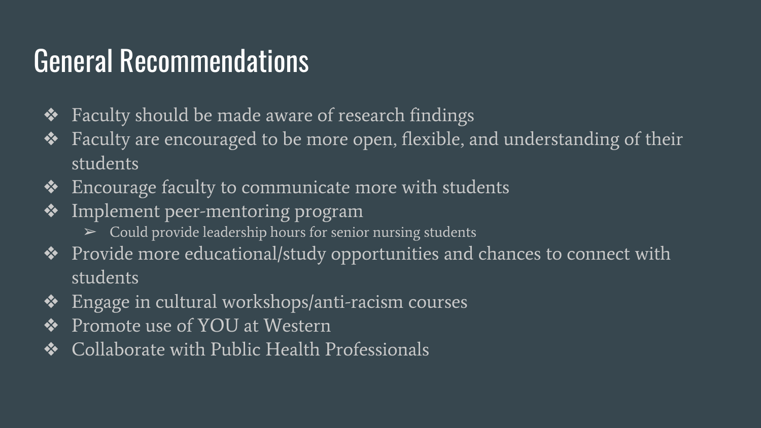# General Recommendations

- Faculty should be made aware of research findings
- Faculty are encouraged to be more open, flexible, and understanding of their students
- Encourage faculty to communicate more with students
- Implement peer-mentoring program
  - Could provide leadership hours for senior nursing students
- Provide more educational/study opportunities and chances to connect with students
- Engage in cultural workshops/anti-racism courses
- Promote use of YOU at Western
- Collaborate with Public Health Professionals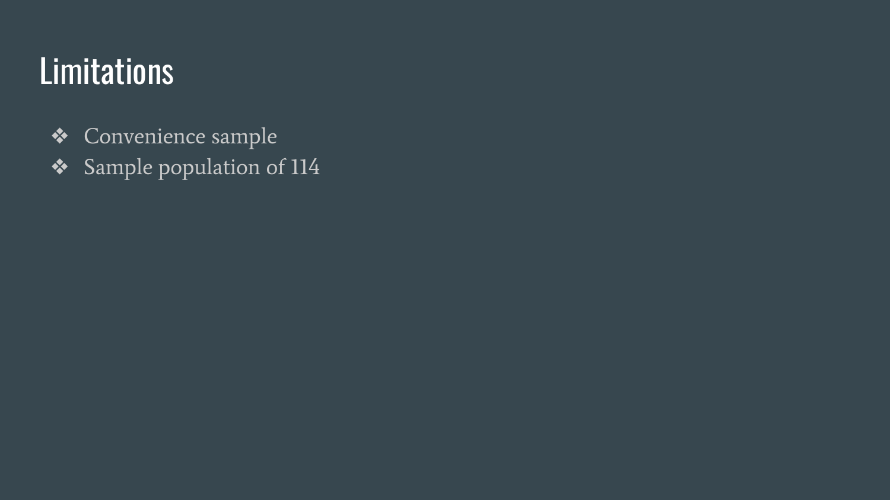# Limitations

- Convenience sample
- Sample population of 114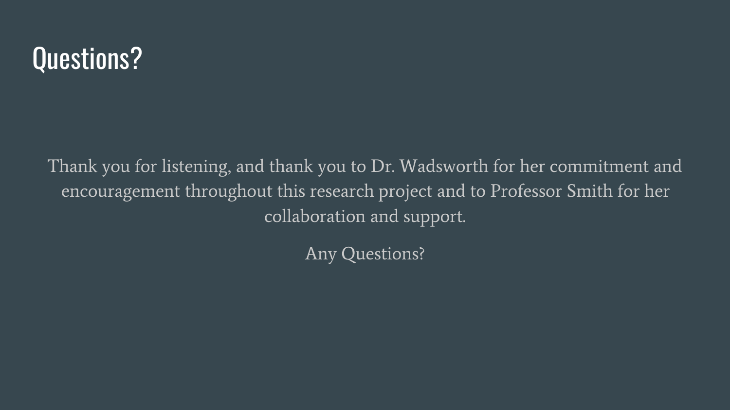# Questions?

Thank you for listening, and thank you to Dr. Wadsworth for her commitment and encouragement throughout this research project and to Professor Smith for her collaboration and support.

Any Questions?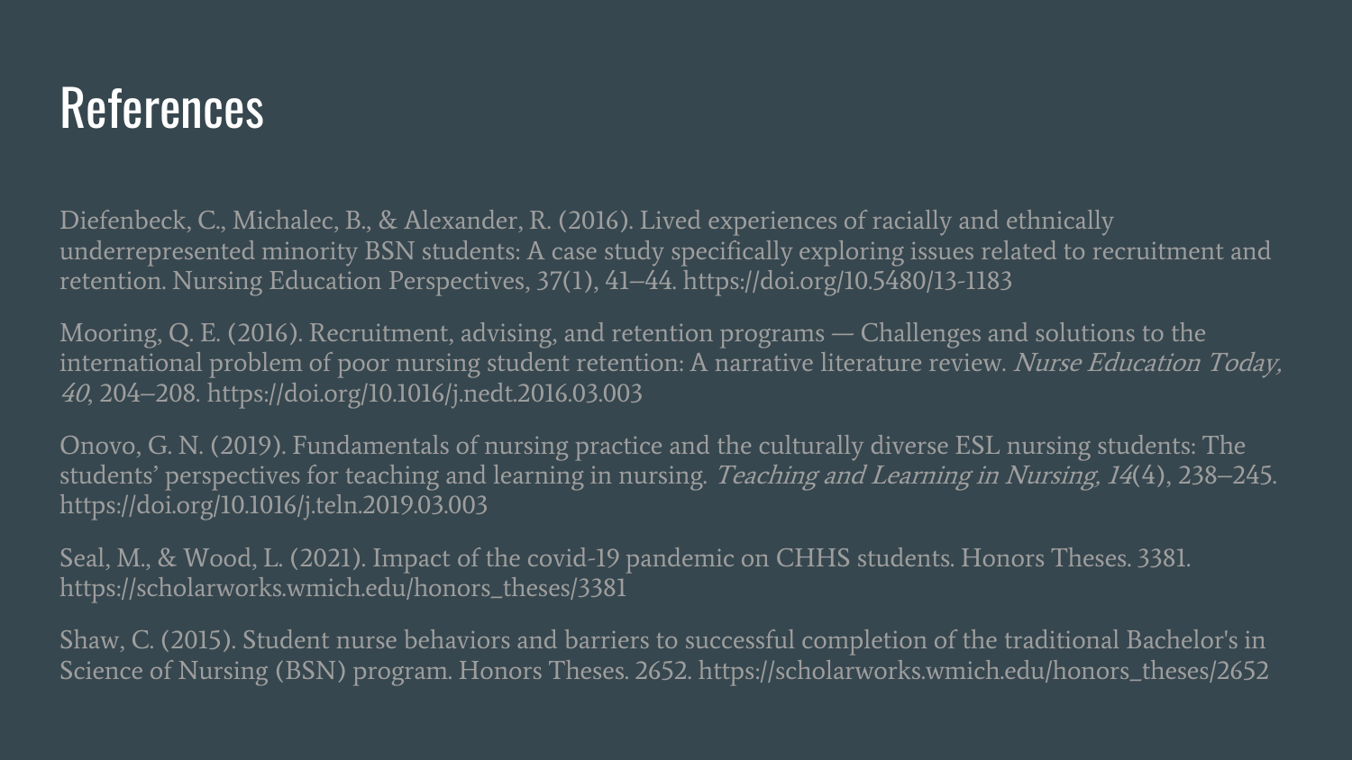# References

Diefenbeck, C., Michalec, B., & Alexander, R. (2016). Lived experiences of racially and ethnically underrepresented minority BSN students: A case study specifically exploring issues related to recruitment and retention. Nursing Education Perspectives, 37(1), 41–44. https://doi.org/10.5480/13-1183

Mooring, Q. E. (2016). Recruitment, advising, and retention programs — Challenges and solutions to the international problem of poor nursing student retention: A narrative literature review. *Nurse Education Today, 40*, 204–208. https://doi.org/10.1016/j.nedt.2016.03.003

Onovo, G. N. (2019). Fundamentals of nursing practice and the culturally diverse ESL nursing students: The students' perspectives for teaching and learning in nursing. *Teaching and Learning in Nursing, 14*(4), 238–245. https://doi.org/10.1016/j.teln.2019.03.003

Seal, M., & Wood, L. (2021). Impact of the covid-19 pandemic on CHHS students. Honors Theses. 3381. https://scholarworks.wmich.edu/honors_theses/3381

Shaw, C. (2015). Student nurse behaviors and barriers to successful completion of the traditional Bachelor's in Science of Nursing (BSN) program. Honors Theses. 2652. https://scholarworks.wmich.edu/honors_theses/2652